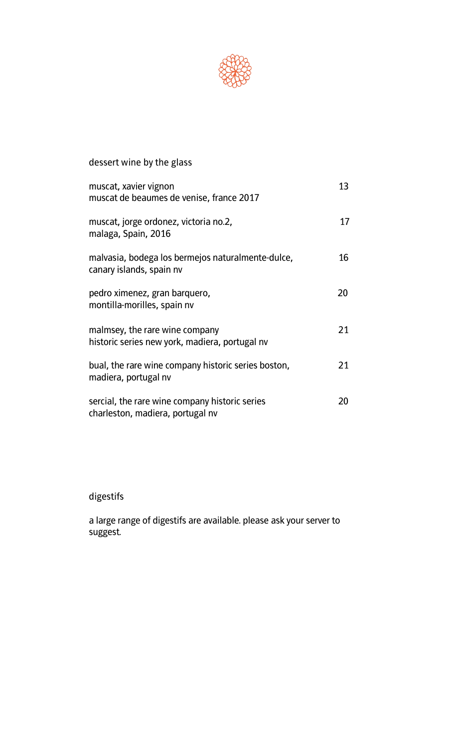## dessert wine by the glass

| | |
|---|---|
| muscat, xavier vignon<br>muscat de beaumes de venise, france 2017 | 13 |
| muscat, jorge ordonez, victoria no.2,<br>malaga, Spain, 2016 | 17 |
| malvasia, bodega los bermejos naturalmente-dulce,<br>canary islands, spain nv | 16 |
| pedro ximenez, gran barquero,<br>montilla-morilles, spain nv | 20 |
| malmsey, the rare wine company<br>historic series new york, madiera, portugal nv | 21 |
| bual, the rare wine company historic series boston,<br>madiera, portugal nv | 21 |
| sercial, the rare wine company historic series<br>charleston, madiera, portugal nv | 20 |

## digestifs

a large range of digestifs are available. please ask your server to suggest.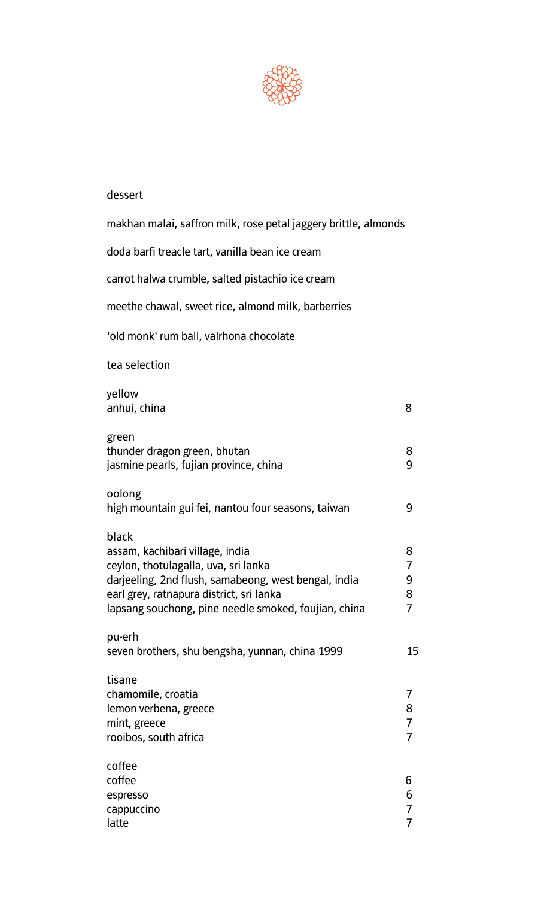## dessert

makhan malai, saffron milk, rose petal jaggery brittle, almonds

doda barfi treacle tart, vanilla bean ice cream

carrot halwa crumble, salted pistachio ice cream

meethe chawal, sweet rice, almond milk, barberries

'old monk' rum ball, valrhona chocolate

## tea selection

| | |
|---|---|
| **yellow** | |
| anhui, china | 8 |
| **green** | |
| thunder dragon green, bhutan | 8 |
| jasmine pearls, fujian province, china | 9 |
| **oolong** | |
| high mountain gui fei, nantou four seasons, taiwan | 9 |
| **black** | |
| assam, kachibari village, india | 8 |
| ceylon, thotulagalla, uva, sri lanka | 7 |
| darjeeling, 2nd flush, samabeong, west bengal, india | 9 |
| earl grey, ratnapura district, sri lanka | 8 |
| lapsang souchong, pine needle smoked, foujian, china | 7 |
| **pu-erh** | |
| seven brothers, shu bengsha, yunnan, china 1999 | 15 |
| **tisane** | |
| chamomile, croatia | 7 |
| lemon verbena, greece | 8 |
| mint, greece | 7 |
| rooibos, south africa | 7 |
| **coffee** | |
| coffee | 6 |
| espresso | 6 |
| cappuccino | 7 |
| latte | 7 |